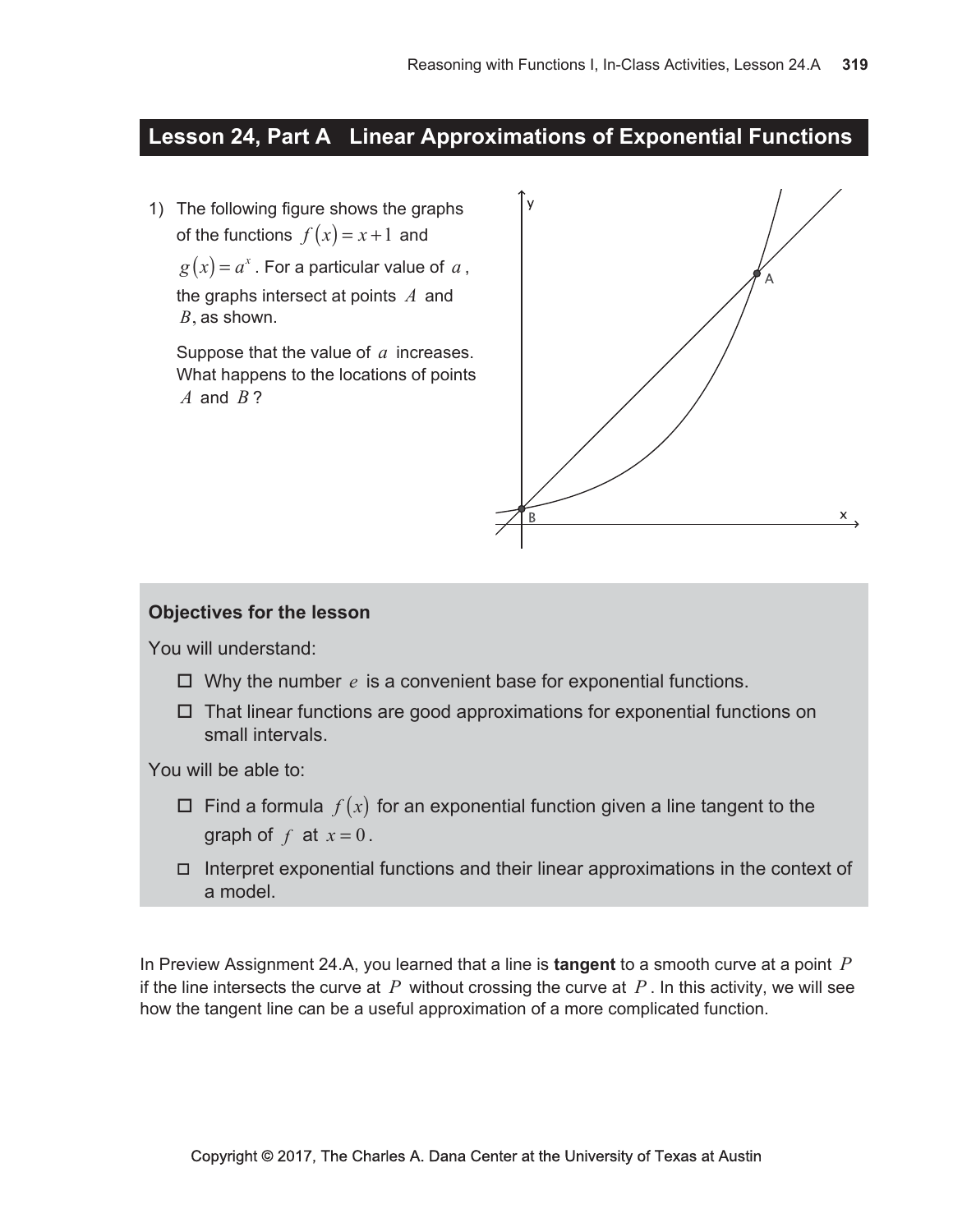## Lesson 24, Part A Linear Approximations of Exponential Functions

1) The following figure shows the graphs of the functions $f(x) = x + 1$ and $g(x) = a^x$. For a particular value of $a$, the graphs intersect at points $A$ and $B$, as shown.

   Suppose that the value of $a$ increases. What happens to the locations of points $A$ and $B$?

**Objectives for the lesson**

You will understand:

- ☐ Why the number $e$ is a convenient base for exponential functions.
- ☐ That linear functions are good approximations for exponential functions on small intervals.

You will be able to:

- ☐ Find a formula $f(x)$ for an exponential function given a line tangent to the graph of $f$ at $x = 0$.
- ☐ Interpret exponential functions and their linear approximations in the context of a model.

In Preview Assignment 24.A, you learned that a line is **tangent** to a smooth curve at a point $P$ if the line intersects the curve at $P$ without crossing the curve at $P$. In this activity, we will see how the tangent line can be a useful approximation of a more complicated function.

Copyright © 2017, The Charles A. Dana Center at the University of Texas at Austin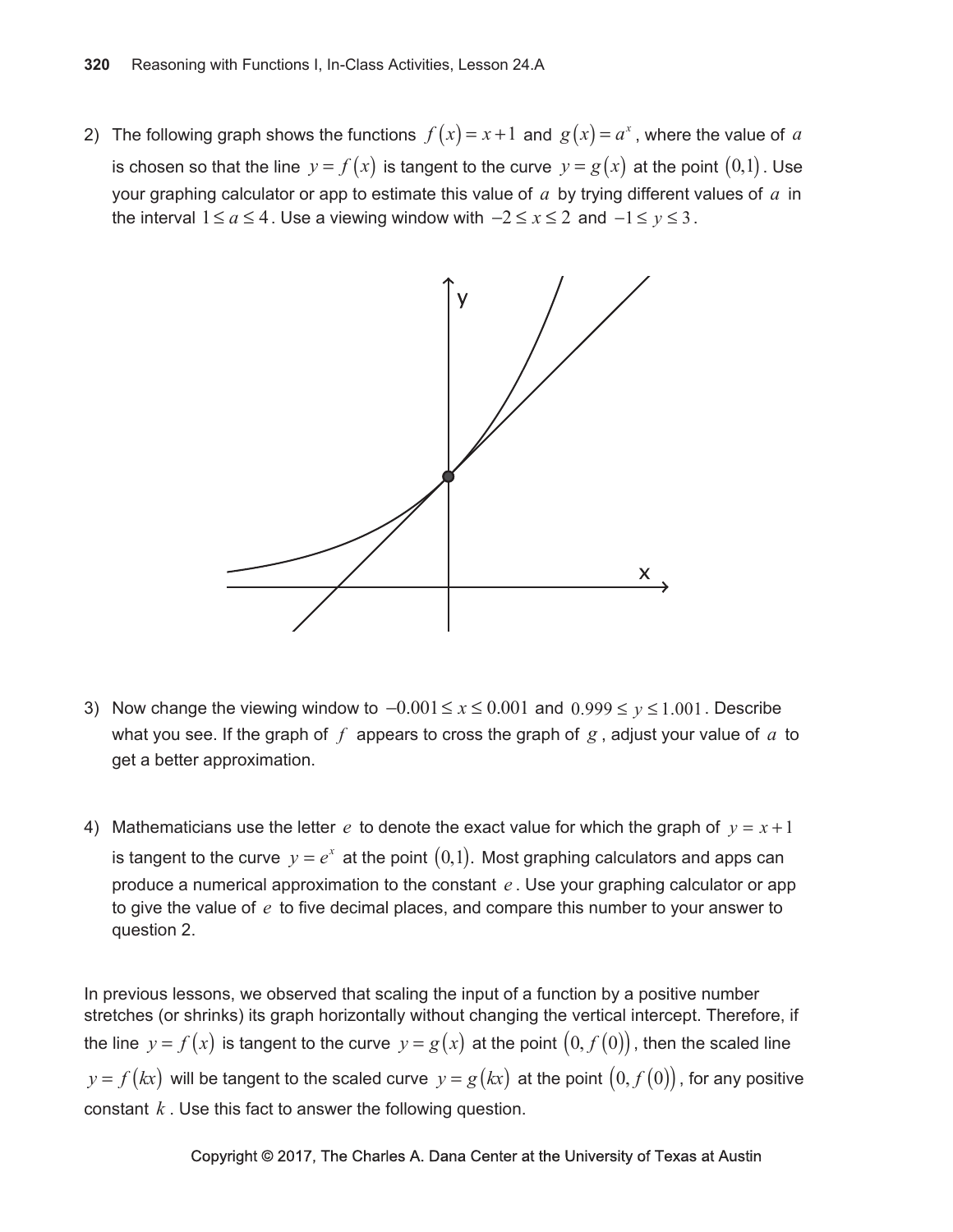2) The following graph shows the functions $f(x) = x + 1$ and $g(x) = a^x$, where the value of $a$ is chosen so that the line $y = f(x)$ is tangent to the curve $y = g(x)$ at the point $(0,1)$. Use your graphing calculator or app to estimate this value of $a$ by trying different values of $a$ in the interval $1 \le a \le 4$. Use a viewing window with $-2 \le x \le 2$ and $-1 \le y \le 3$.

3) Now change the viewing window to $-0.001 \le x \le 0.001$ and $0.999 \le y \le 1.001$. Describe what you see. If the graph of $f$ appears to cross the graph of $g$, adjust your value of $a$ to get a better approximation.

4) Mathematicians use the letter $e$ to denote the exact value for which the graph of $y = x + 1$ is tangent to the curve $y = e^x$ at the point $(0,1)$. Most graphing calculators and apps can produce a numerical approximation to the constant $e$. Use your graphing calculator or app to give the value of $e$ to five decimal places, and compare this number to your answer to question 2.

In previous lessons, we observed that scaling the input of a function by a positive number stretches (or shrinks) its graph horizontally without changing the vertical intercept. Therefore, if the line $y = f(x)$ is tangent to the curve $y = g(x)$ at the point $(0, f(0))$, then the scaled line $y = f(kx)$ will be tangent to the scaled curve $y = g(kx)$ at the point $(0, f(0))$, for any positive constant $k$. Use this fact to answer the following question.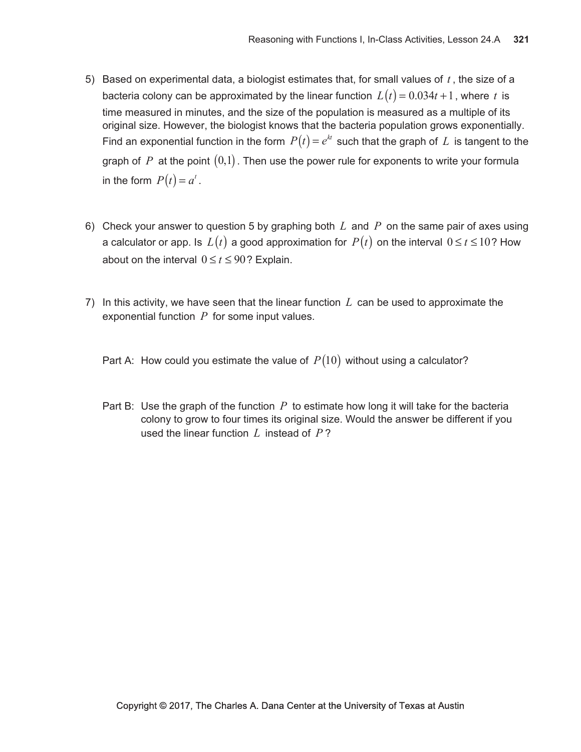5) Based on experimental data, a biologist estimates that, for small values of $t$, the size of a bacteria colony can be approximated by the linear function $L(t) = 0.034t + 1$, where $t$ is time measured in minutes, and the size of the population is measured as a multiple of its original size. However, the biologist knows that the bacteria population grows exponentially. Find an exponential function in the form $P(t) = e^{kt}$ such that the graph of $L$ is tangent to the graph of $P$ at the point $(0,1)$. Then use the power rule for exponents to write your formula in the form $P(t) = a^t$.

6) Check your answer to question 5 by graphing both $L$ and $P$ on the same pair of axes using a calculator or app. Is $L(t)$ a good approximation for $P(t)$ on the interval $0 \le t \le 10$? How about on the interval $0 \le t \le 90$? Explain.

7) In this activity, we have seen that the linear function $L$ can be used to approximate the exponential function $P$ for some input values.

   Part A: How could you estimate the value of $P(10)$ without using a calculator?

   Part B: Use the graph of the function $P$ to estimate how long it will take for the bacteria colony to grow to four times its original size. Would the answer be different if you used the linear function $L$ instead of $P$?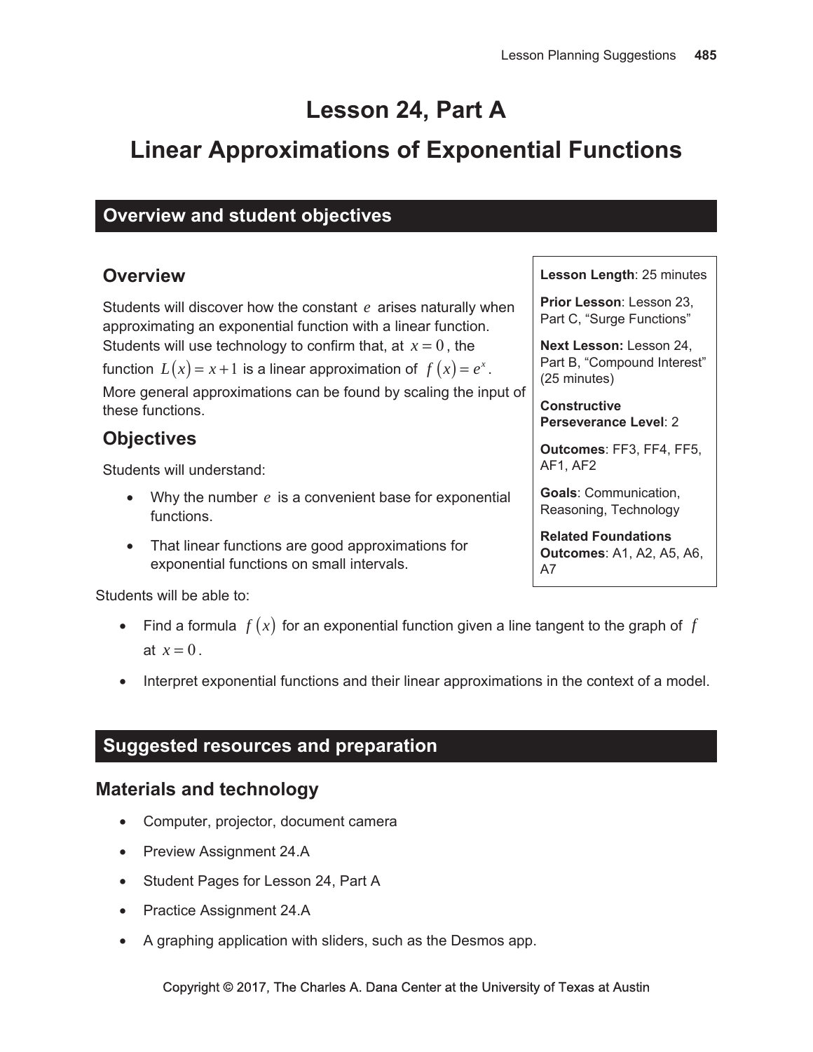# Lesson 24, Part A

# Linear Approximations of Exponential Functions

## Overview and student objectives

### Overview

Students will discover how the constant $e$ arises naturally when approximating an exponential function with a linear function. Students will use technology to confirm that, at $x = 0$, the function $L(x) = x + 1$ is a linear approximation of $f(x) = e^x$. More general approximations can be found by scaling the input of these functions.

### Objectives

Students will understand:

- Why the number $e$ is a convenient base for exponential functions.
- That linear functions are good approximations for exponential functions on small intervals.

Students will be able to:

- Find a formula $f(x)$ for an exponential function given a line tangent to the graph of $f$ at $x = 0$.
- Interpret exponential functions and their linear approximations in the context of a model.

**Lesson Length**: 25 minutes

**Prior Lesson**: Lesson 23, Part C, "Surge Functions"

**Next Lesson:** Lesson 24, Part B, "Compound Interest" (25 minutes)

**Constructive Perseverance Level**: 2

**Outcomes**: FF3, FF4, FF5, AF1, AF2

**Goals**: Communication, Reasoning, Technology

**Related Foundations Outcomes**: A1, A2, A5, A6, A7

## Suggested resources and preparation

### Materials and technology

- Computer, projector, document camera
- Preview Assignment 24.A
- Student Pages for Lesson 24, Part A
- Practice Assignment 24.A
- A graphing application with sliders, such as the Desmos app.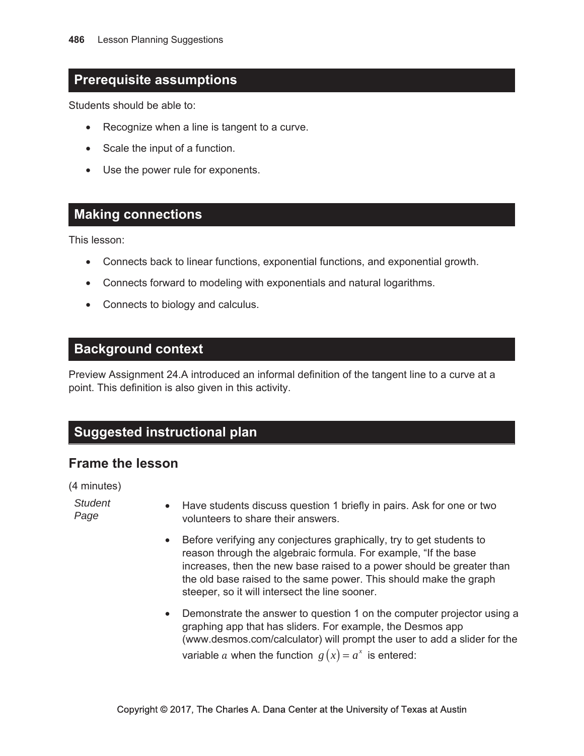## Prerequisite assumptions

Students should be able to:

- Recognize when a line is tangent to a curve.
- Scale the input of a function.
- Use the power rule for exponents.

## Making connections

This lesson:

- Connects back to linear functions, exponential functions, and exponential growth.
- Connects forward to modeling with exponentials and natural logarithms.
- Connects to biology and calculus.

## Background context

Preview Assignment 24.A introduced an informal definition of the tangent line to a curve at a point. This definition is also given in this activity.

## Suggested instructional plan

### Frame the lesson

(4 minutes)

*Student Page*

- Have students discuss question 1 briefly in pairs. Ask for one or two volunteers to share their answers.
- Before verifying any conjectures graphically, try to get students to reason through the algebraic formula. For example, "If the base increases, then the new base raised to a power should be greater than the old base raised to the same power. This should make the graph steeper, so it will intersect the line sooner.
- Demonstrate the answer to question 1 on the computer projector using a graphing app that has sliders. For example, the Desmos app (www.desmos.com/calculator) will prompt the user to add a slider for the variable $a$ when the function $g(x) = a^x$ is entered: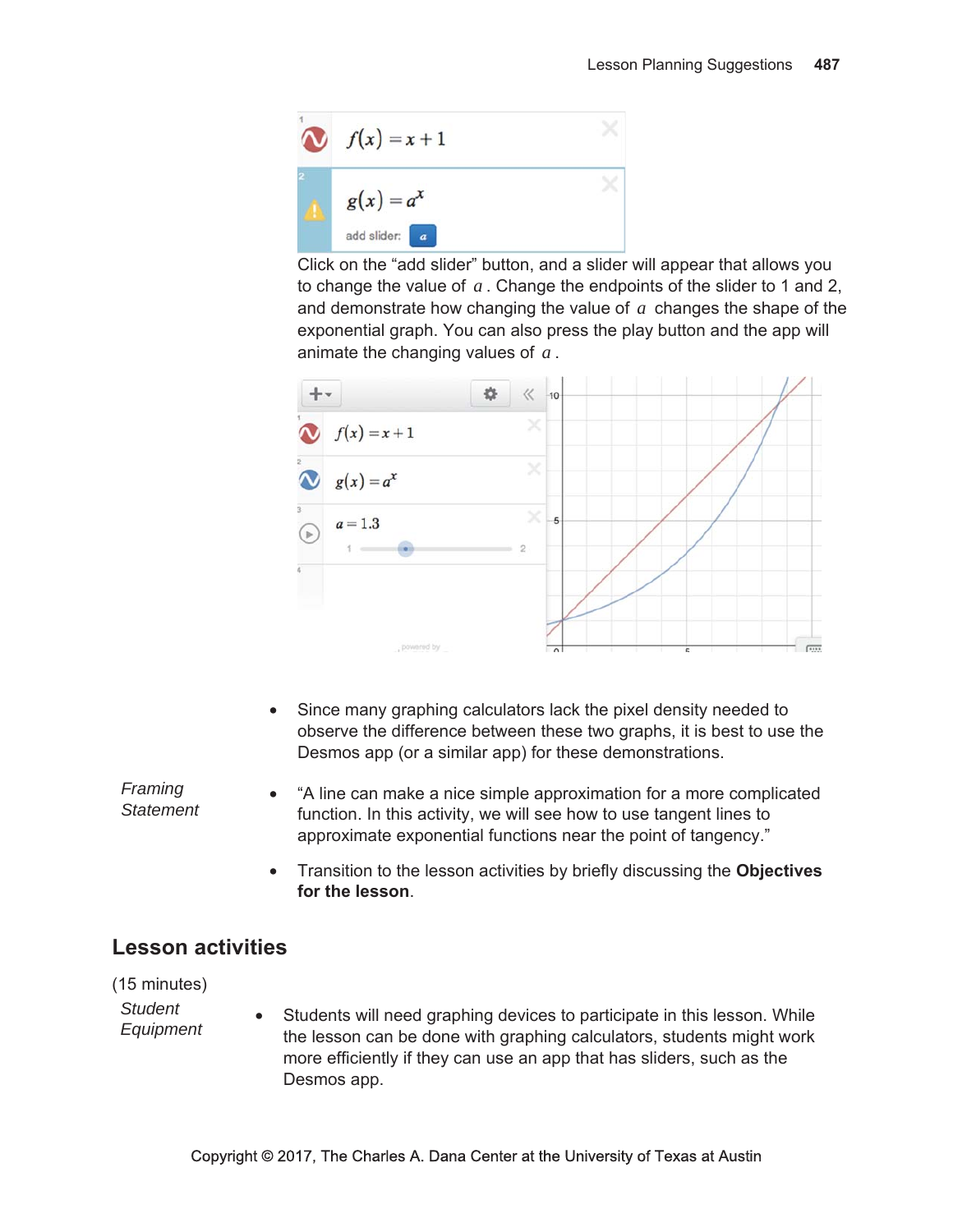Click on the “add slider” button, and a slider will appear that allows you to change the value of $a$. Change the endpoints of the slider to 1 and 2, and demonstrate how changing the value of $a$ changes the shape of the exponential graph. You can also press the play button and the app will animate the changing values of $a$.

- Since many graphing calculators lack the pixel density needed to observe the difference between these two graphs, it is best to use the Desmos app (or a similar app) for these demonstrations.

*Framing Statement*

- “A line can make a nice simple approximation for a more complicated function. In this activity, we will see how to use tangent lines to approximate exponential functions near the point of tangency.”
- Transition to the lesson activities by briefly discussing the **Objectives for the lesson**.

## Lesson activities

(15 minutes)

*Student Equipment*

- Students will need graphing devices to participate in this lesson. While the lesson can be done with graphing calculators, students might work more efficiently if they can use an app that has sliders, such as the Desmos app.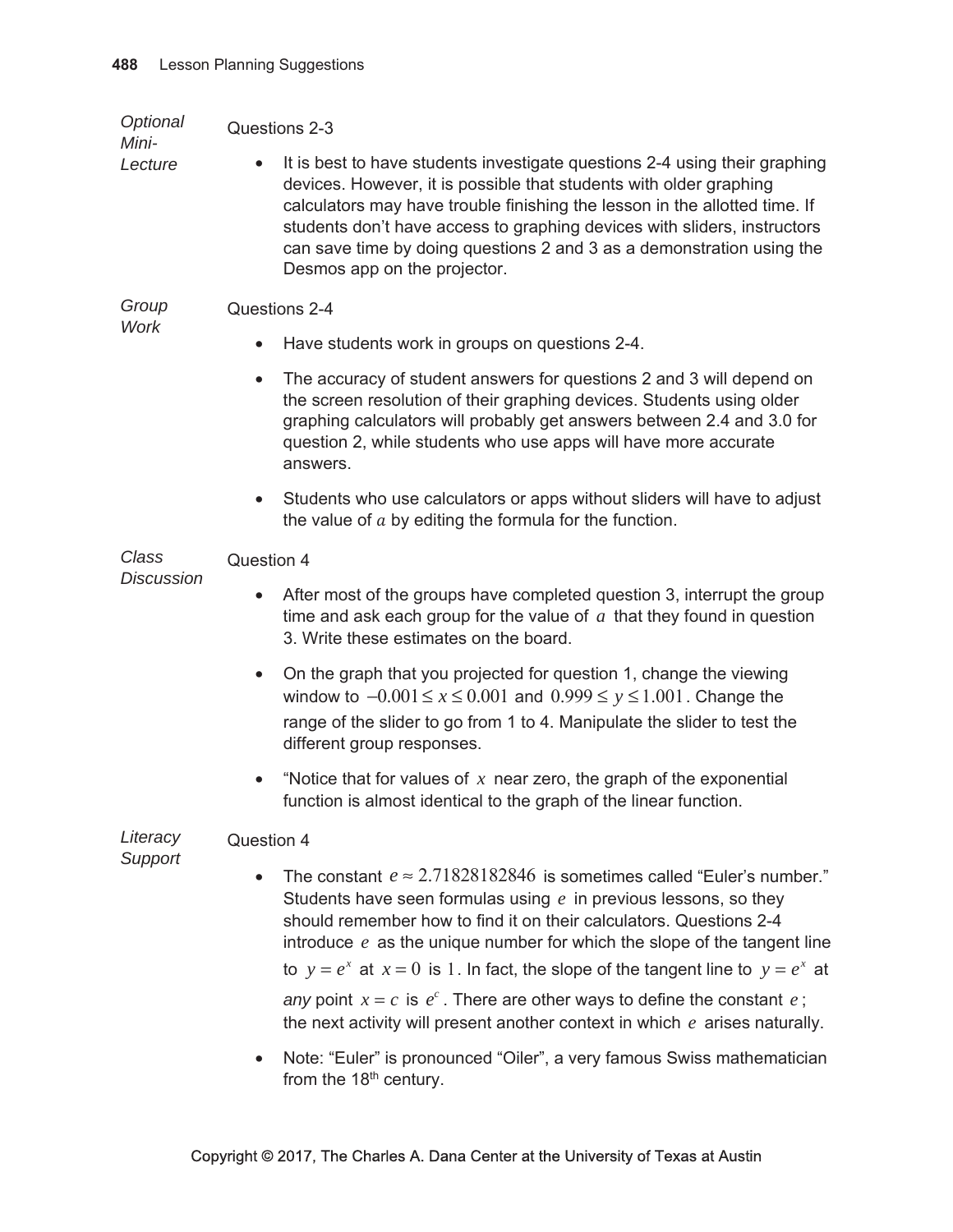*Optional Mini-Lecture*

Questions 2-3

- It is best to have students investigate questions 2-4 using their graphing devices. However, it is possible that students with older graphing calculators may have trouble finishing the lesson in the allotted time. If students don't have access to graphing devices with sliders, instructors can save time by doing questions 2 and 3 as a demonstration using the Desmos app on the projector.

*Group Work*

Questions 2-4

- Have students work in groups on questions 2-4.
- The accuracy of student answers for questions 2 and 3 will depend on the screen resolution of their graphing devices. Students using older graphing calculators will probably get answers between 2.4 and 3.0 for question 2, while students who use apps will have more accurate answers.
- Students who use calculators or apps without sliders will have to adjust the value of $a$ by editing the formula for the function.

*Class Discussion*

Question 4

- After most of the groups have completed question 3, interrupt the group time and ask each group for the value of $a$ that they found in question 3. Write these estimates on the board.
- On the graph that you projected for question 1, change the viewing window to $-0.001 \le x \le 0.001$ and $0.999 \le y \le 1.001$. Change the range of the slider to go from 1 to 4. Manipulate the slider to test the different group responses.
- "Notice that for values of $x$ near zero, the graph of the exponential function is almost identical to the graph of the linear function.

*Literacy Support*

Question 4

- The constant $e \approx 2.71828182846$ is sometimes called "Euler's number." Students have seen formulas using $e$ in previous lessons, so they should remember how to find it on their calculators. Questions 2-4 introduce $e$ as the unique number for which the slope of the tangent line to $y = e^x$ at $x = 0$ is $1$. In fact, the slope of the tangent line to $y = e^x$ at *any* point $x = c$ is $e^c$. There are other ways to define the constant $e$; the next activity will present another context in which $e$ arises naturally.
- Note: "Euler" is pronounced "Oiler", a very famous Swiss mathematician from the 18th century.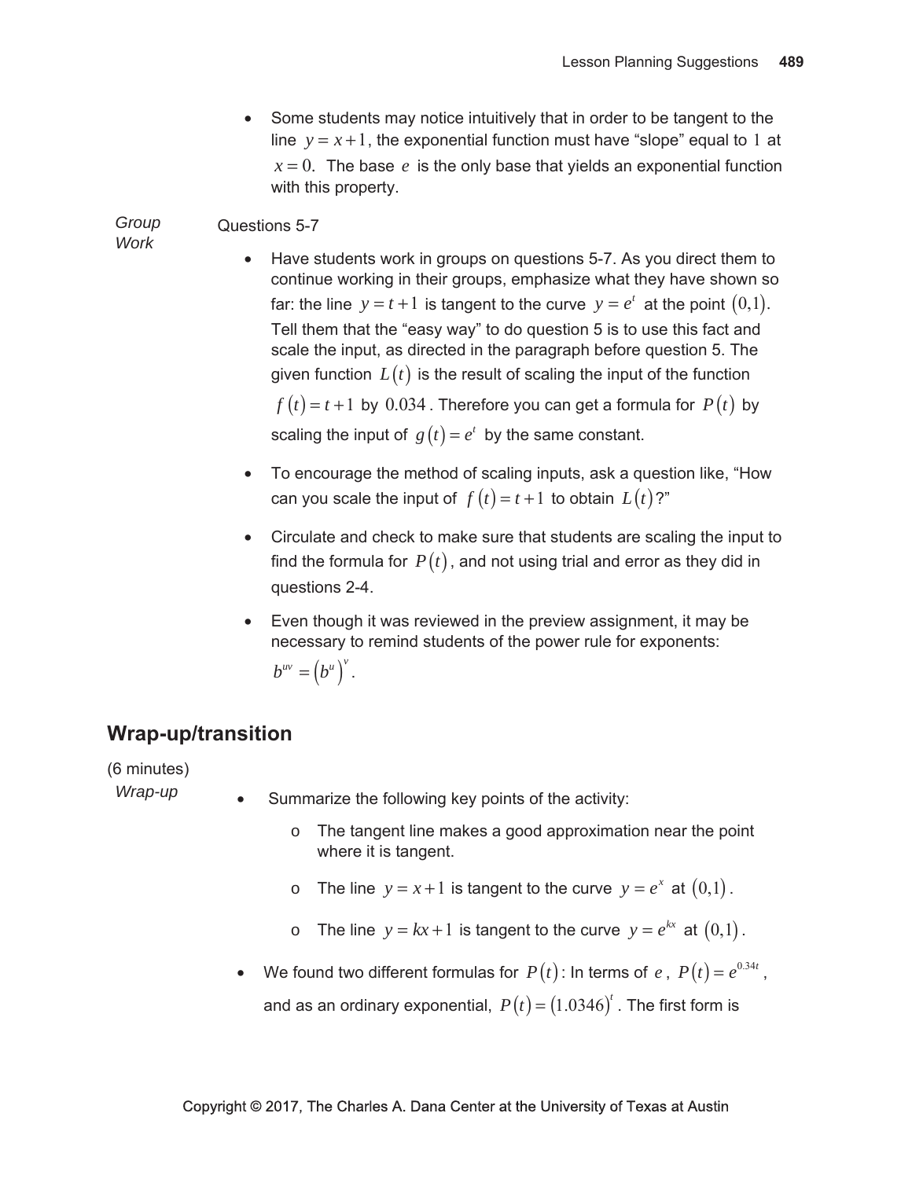- Some students may notice intuitively that in order to be tangent to the line $y = x + 1$, the exponential function must have "slope" equal to $1$ at $x = 0$. The base $e$ is the only base that yields an exponential function with this property.

*Group Work*

Questions 5-7

- Have students work in groups on questions 5-7. As you direct them to continue working in their groups, emphasize what they have shown so far: the line $y = t + 1$ is tangent to the curve $y = e^t$ at the point $(0,1)$. Tell them that the "easy way" to do question 5 is to use this fact and scale the input, as directed in the paragraph before question 5. The given function $L(t)$ is the result of scaling the input of the function $f(t) = t + 1$ by $0.034$. Therefore you can get a formula for $P(t)$ by scaling the input of $g(t) = e^t$ by the same constant.
- To encourage the method of scaling inputs, ask a question like, "How can you scale the input of $f(t) = t + 1$ to obtain $L(t)$?"
- Circulate and check to make sure that students are scaling the input to find the formula for $P(t)$, and not using trial and error as they did in questions 2-4.
- Even though it was reviewed in the preview assignment, it may be necessary to remind students of the power rule for exponents: $b^{uv} = (b^u)^v$.

## Wrap-up/transition

(6 minutes)

*Wrap-up*

- Summarize the following key points of the activity:
  - The tangent line makes a good approximation near the point where it is tangent.
  - The line $y = x + 1$ is tangent to the curve $y = e^x$ at $(0,1)$.
  - The line $y = kx + 1$ is tangent to the curve $y = e^{kx}$ at $(0,1)$.
- We found two different formulas for $P(t)$: In terms of $e$, $P(t) = e^{0.34t}$, and as an ordinary exponential, $P(t) = (1.0346)^t$. The first form is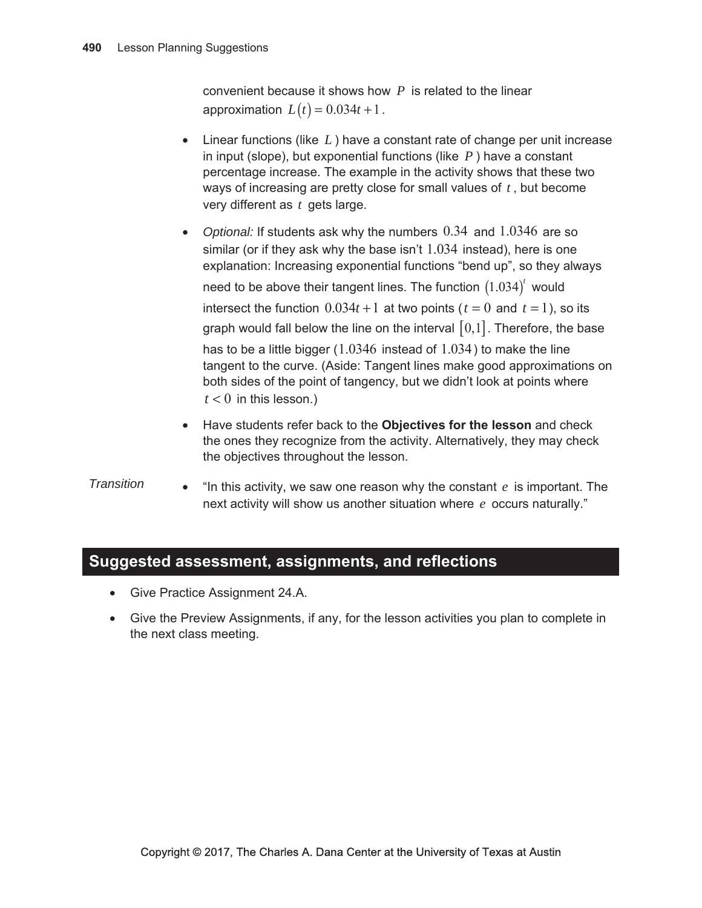convenient because it shows how $P$ is related to the linear approximation $L(t) = 0.034t + 1$.

- Linear functions (like $L$) have a constant rate of change per unit increase in input (slope), but exponential functions (like $P$) have a constant percentage increase. The example in the activity shows that these two ways of increasing are pretty close for small values of $t$, but become very different as $t$ gets large.

- *Optional:* If students ask why the numbers $0.34$ and $1.0346$ are so similar (or if they ask why the base isn't $1.034$ instead), here is one explanation: Increasing exponential functions "bend up", so they always need to be above their tangent lines. The function $(1.034)^t$ would intersect the function $0.034t + 1$ at two points ($t = 0$ and $t = 1$), so its graph would fall below the line on the interval $[0,1]$. Therefore, the base has to be a little bigger ($1.0346$ instead of $1.034$) to make the line tangent to the curve. (Aside: Tangent lines make good approximations on both sides of the point of tangency, but we didn't look at points where $t < 0$ in this lesson.)

- Have students refer back to the **Objectives for the lesson** and check the ones they recognize from the activity. Alternatively, they may check the objectives throughout the lesson.

*Transition*

- "In this activity, we saw one reason why the constant $e$ is important. The next activity will show us another situation where $e$ occurs naturally."

## Suggested assessment, assignments, and reflections

- Give Practice Assignment 24.A.
- Give the Preview Assignments, if any, for the lesson activities you plan to complete in the next class meeting.

Copyright © 2017, The Charles A. Dana Center at the University of Texas at Austin